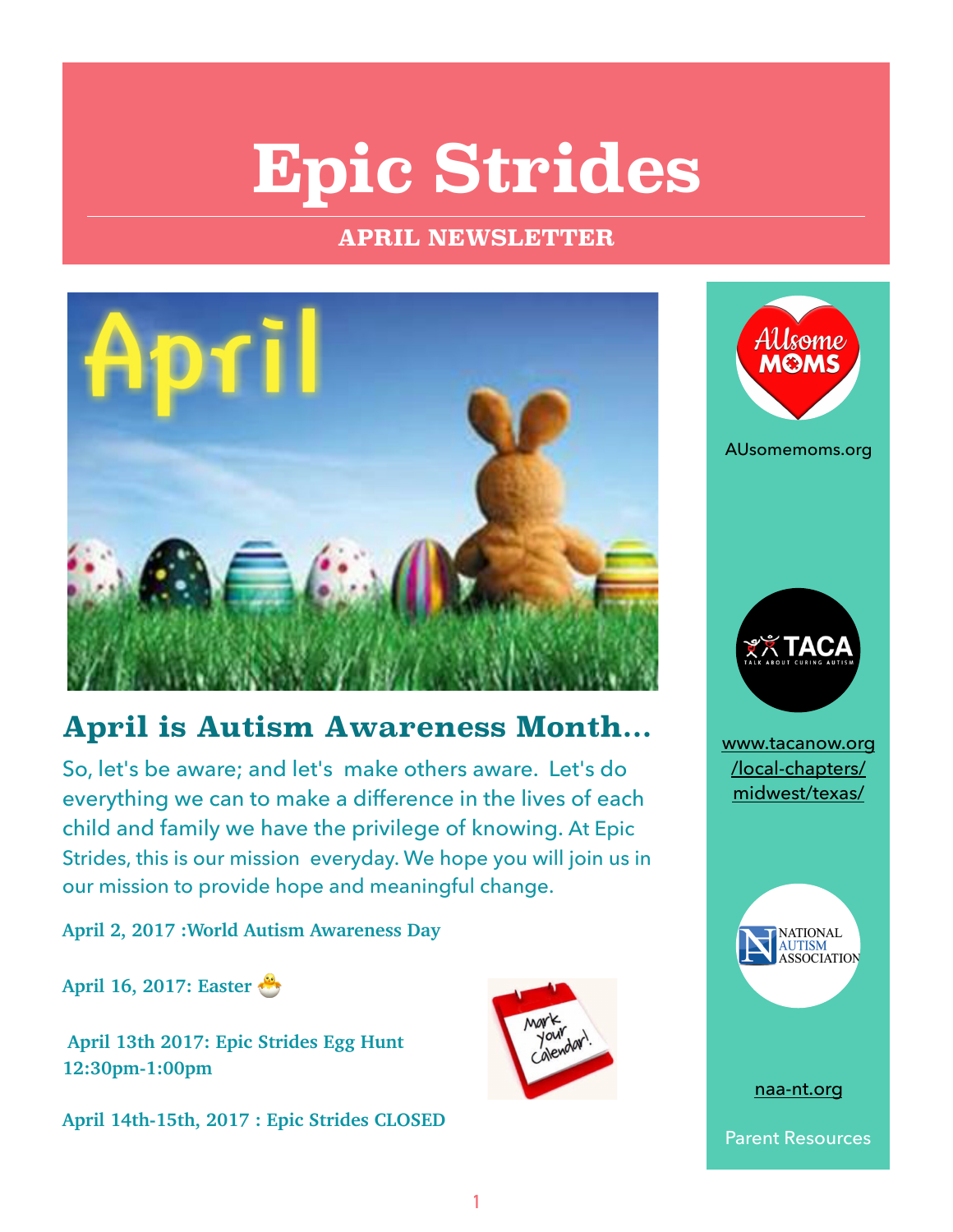# Epic Strides

## APRIL NEWSLETTER

## April is Autism Awareness Month...

So, let's be aware; and let's make others aware. Let's do everything we can to make a difference in the lives of each child and family we have the privilege of knowing. At Epic Strides, this is our mission everyday. We hope you will join us in our mission to provide hope and meaningful change.

**April 2, 2017 :World Autism Awareness Day**

**April 16, 2017: Easter** 🐣

**April 13th 2017: Epic Strides Egg Hunt 12:30pm-1:00pm**

**April 14th-15th, 2017 : Epic Strides CLOSED**

AUsomemoms.org

www.tacanow.org/local-chapters/midwest/texas/

naa-nt.org

Parent Resources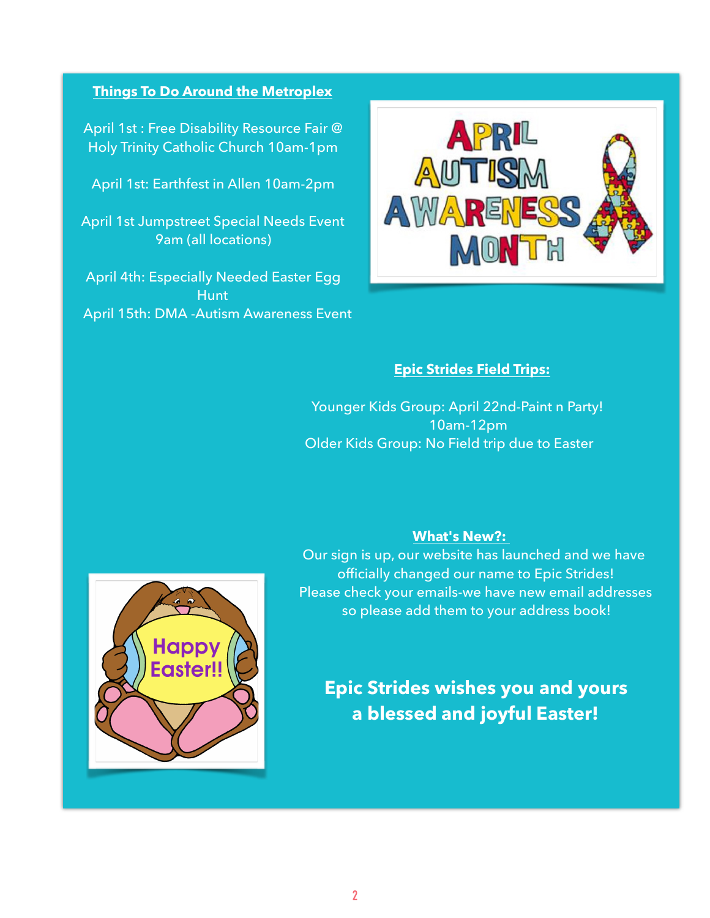## Things To Do Around the Metroplex

April 1st : Free Disability Resource Fair @ Holy Trinity Catholic Church 10am-1pm

April 1st: Earthfest in Allen 10am-2pm

April 1st Jumpstreet Special Needs Event 9am (all locations)

April 4th: Especially Needed Easter Egg Hunt

April 15th: DMA -Autism Awareness Event

## Epic Strides Field Trips:

Younger Kids Group: April 22nd-Paint n Party! 10am-12pm

Older Kids Group: No Field trip due to Easter

## What's New?:

Our sign is up, our website has launched and we have officially changed our name to Epic Strides! Please check your emails-we have new email addresses so please add them to your address book!

**Epic Strides wishes you and yours a blessed and joyful Easter!**